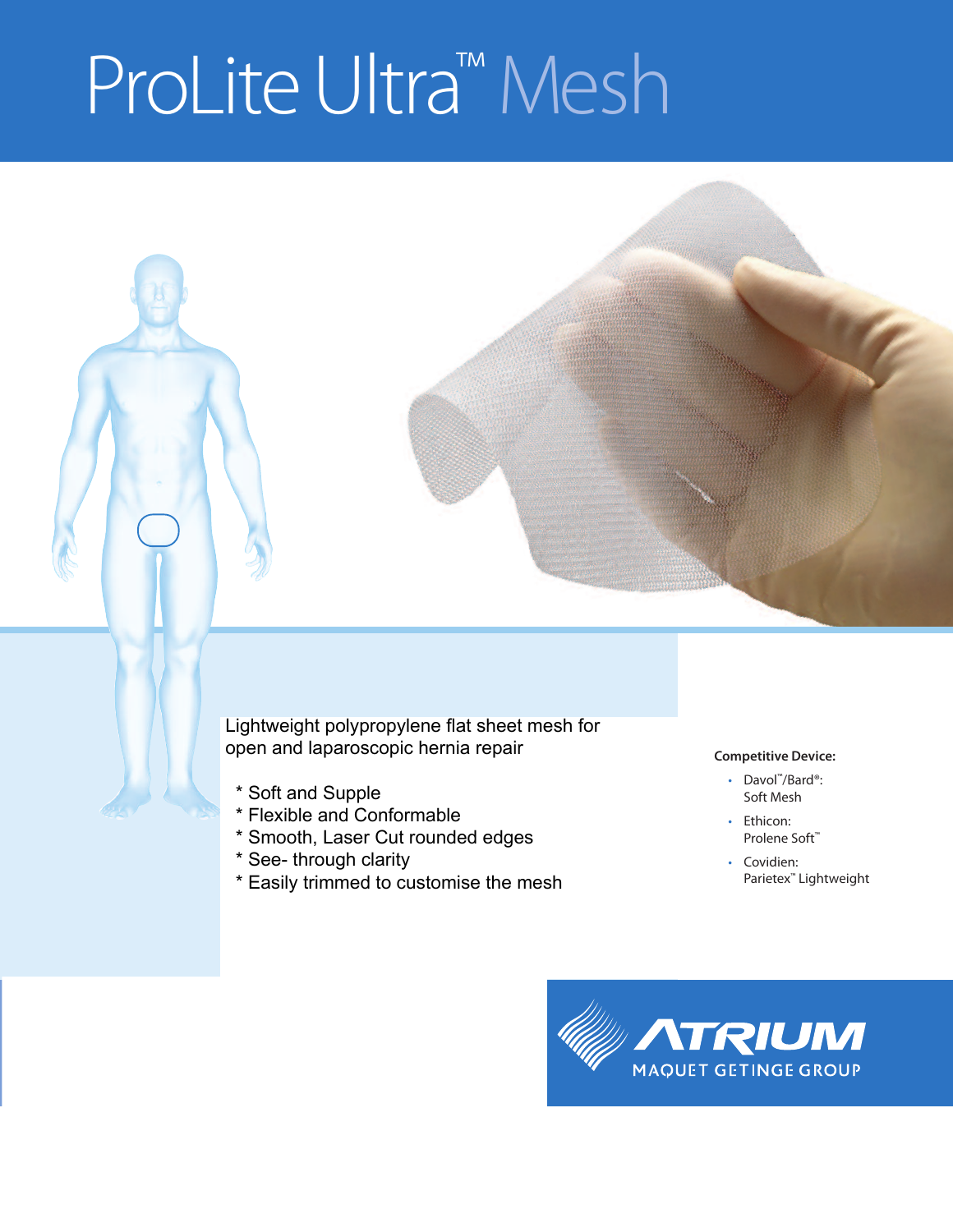# ProLite Ultra™ Mesh

Lightweight polypropylene flat sheet mesh for open and laparoscopic hernia repair

* Soft and Supple
* Flexible and Conformable
* Smooth, Laser Cut rounded edges
* See- through clarity
* Easily trimmed to customise the mesh

**Competitive Device:**

- Davol™/Bard®: Soft Mesh
- Ethicon: Prolene Soft™
- Covidien: Parietex™ Lightweight

ATRIUM
MAQUET GETINGE GROUP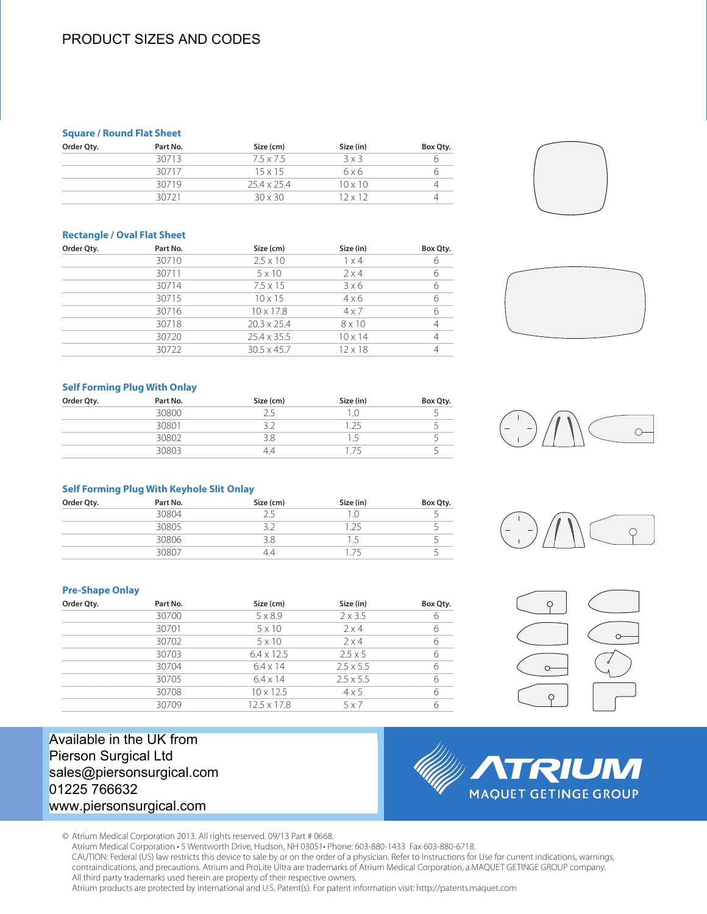# PRODUCT SIZES AND CODES

## Square / Round Flat Sheet

| Order Qty. | Part No. | Size (cm) | Size (in) | Box Qty. |
|---|---|---|---|---|
| | 30713 | 7.5 x 7.5 | 3 x 3 | 6 |
| | 30717 | 15 x 15 | 6 x 6 | 6 |
| | 30719 | 25.4 x 25.4 | 10 x 10 | 4 |
| | 30721 | 30 x 30 | 12 x 12 | 4 |

## Rectangle / Oval Flat Sheet

| Order Qty. | Part No. | Size (cm) | Size (in) | Box Qty. |
|---|---|---|---|---|
| | 30710 | 2.5 x 10 | 1 x 4 | 6 |
| | 30711 | 5 x 10 | 2 x 4 | 6 |
| | 30714 | 7.5 x 15 | 3 x 6 | 6 |
| | 30715 | 10 x 15 | 4 x 6 | 6 |
| | 30716 | 10 x 17.8 | 4 x 7 | 6 |
| | 30718 | 20.3 x 25.4 | 8 x 10 | 4 |
| | 30720 | 25.4 x 35.5 | 10 x 14 | 4 |
| | 30722 | 30.5 x 45.7 | 12 x 18 | 4 |

## Self Forming Plug With Onlay

| Order Qty. | Part No. | Size (cm) | Size (in) | Box Qty. |
|---|---|---|---|---|
| | 30800 | 2.5 | 1.0 | 5 |
| | 30801 | 3.2 | 1.25 | 5 |
| | 30802 | 3.8 | 1.5 | 5 |
| | 30803 | 4.4 | 1.75 | 5 |

## Self Forming Plug With Keyhole Slit Onlay

| Order Qty. | Part No. | Size (cm) | Size (in) | Box Qty. |
|---|---|---|---|---|
| | 30804 | 2.5 | 1.0 | 5 |
| | 30805 | 3.2 | 1.25 | 5 |
| | 30806 | 3.8 | 1.5 | 5 |
| | 30807 | 4.4 | 1.75 | 5 |

## Pre-Shape Onlay

| Order Qty. | Part No. | Size (cm) | Size (in) | Box Qty. |
|---|---|---|---|---|
| | 30700 | 5 x 8.9 | 2 x 3.5 | 6 |
| | 30701 | 5 x 10 | 2 x 4 | 6 |
| | 30702 | 5 x 10 | 2 x 4 | 6 |
| | 30703 | 6.4 x 12.5 | 2.5 x 5 | 6 |
| | 30704 | 6.4 x 14 | 2.5 x 5.5 | 6 |
| | 30705 | 6.4 x 14 | 2.5 x 5.5 | 6 |
| | 30708 | 10 x 12.5 | 4 x 5 | 6 |
| | 30709 | 12.5 x 17.8 | 5 x 7 | 6 |

Available in the UK from
Pierson Surgical Ltd
sales@piersonsurgical.com
01225 766632
www.piersonsurgical.com

ATRIUM
MAQUET GETINGE GROUP

© Atrium Medical Corporation 2013. All rights reserved. 09/13 Part # 0668.
Atrium Medical Corporation • 5 Wentworth Drive, Hudson, NH 03051• Phone: 603-880-1433 Fax 603-880-6718.
CAUTION: Federal (US) law restricts this device to sale by or on the order of a physician. Refer to Instructions for Use for current indications, warnings, contraindications, and precautions. Atrium and ProLite Ultra are trademarks of Atrium Medical Corporation, a MAQUET GETINGE GROUP company.
All third party trademarks used herein are property of their respective owners.
Atrium products are protected by international and U.S. Patent(s). For patent information visit: http://patents.maquet.com